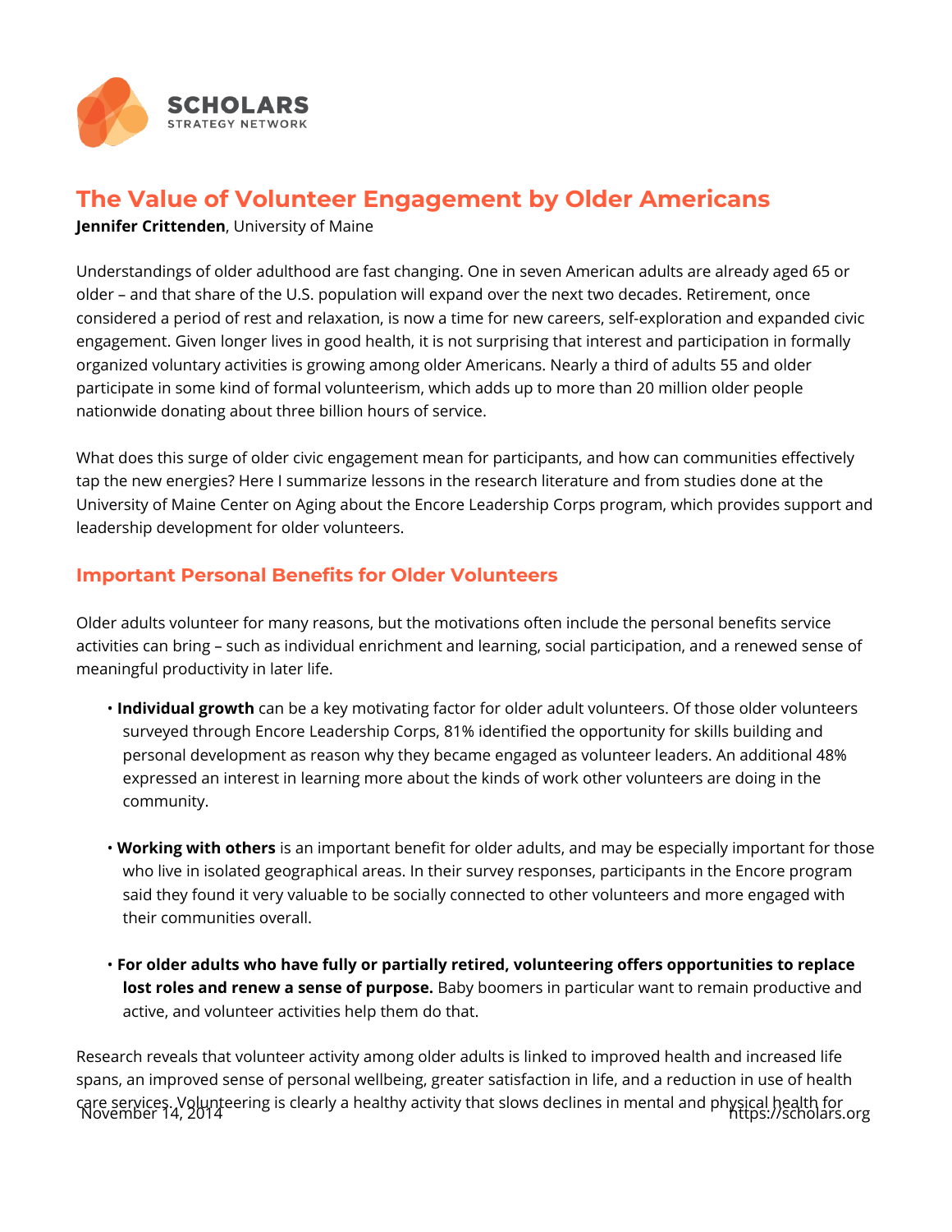# The Value of Volunteer Engagement by Older Americans

**Jennifer Crittenden**, University of Maine

Understandings of older adulthood are fast changing. One in seven American adults are already aged 65 or older – and that share of the U.S. population will expand over the next two decades. Retirement, once considered a period of rest and relaxation, is now a time for new careers, self-exploration and expanded civic engagement. Given longer lives in good health, it is not surprising that interest and participation in formally organized voluntary activities is growing among older Americans. Nearly a third of adults 55 and older participate in some kind of formal volunteerism, which adds up to more than 20 million older people nationwide donating about three billion hours of service.

What does this surge of older civic engagement mean for participants, and how can communities effectively tap the new energies? Here I summarize lessons in the research literature and from studies done at the University of Maine Center on Aging about the Encore Leadership Corps program, which provides support and leadership development for older volunteers.

## Important Personal Benefits for Older Volunteers

Older adults volunteer for many reasons, but the motivations often include the personal benefits service activities can bring – such as individual enrichment and learning, social participation, and a renewed sense of meaningful productivity in later life.

- **Individual growth** can be a key motivating factor for older adult volunteers. Of those older volunteers surveyed through Encore Leadership Corps, 81% identified the opportunity for skills building and personal development as reason why they became engaged as volunteer leaders. An additional 48% expressed an interest in learning more about the kinds of work other volunteers are doing in the community.

- **Working with others** is an important benefit for older adults, and may be especially important for those who live in isolated geographical areas. In their survey responses, participants in the Encore program said they found it very valuable to be socially connected to other volunteers and more engaged with their communities overall.

- **For older adults who have fully or partially retired, volunteering offers opportunities to replace lost roles and renew a sense of purpose.** Baby boomers in particular want to remain productive and active, and volunteer activities help them do that.

Research reveals that volunteer activity among older adults is linked to improved health and increased life spans, an improved sense of personal wellbeing, greater satisfaction in life, and a reduction in use of health care services. Volunteering is clearly a healthy activity that slows declines in mental and physical health for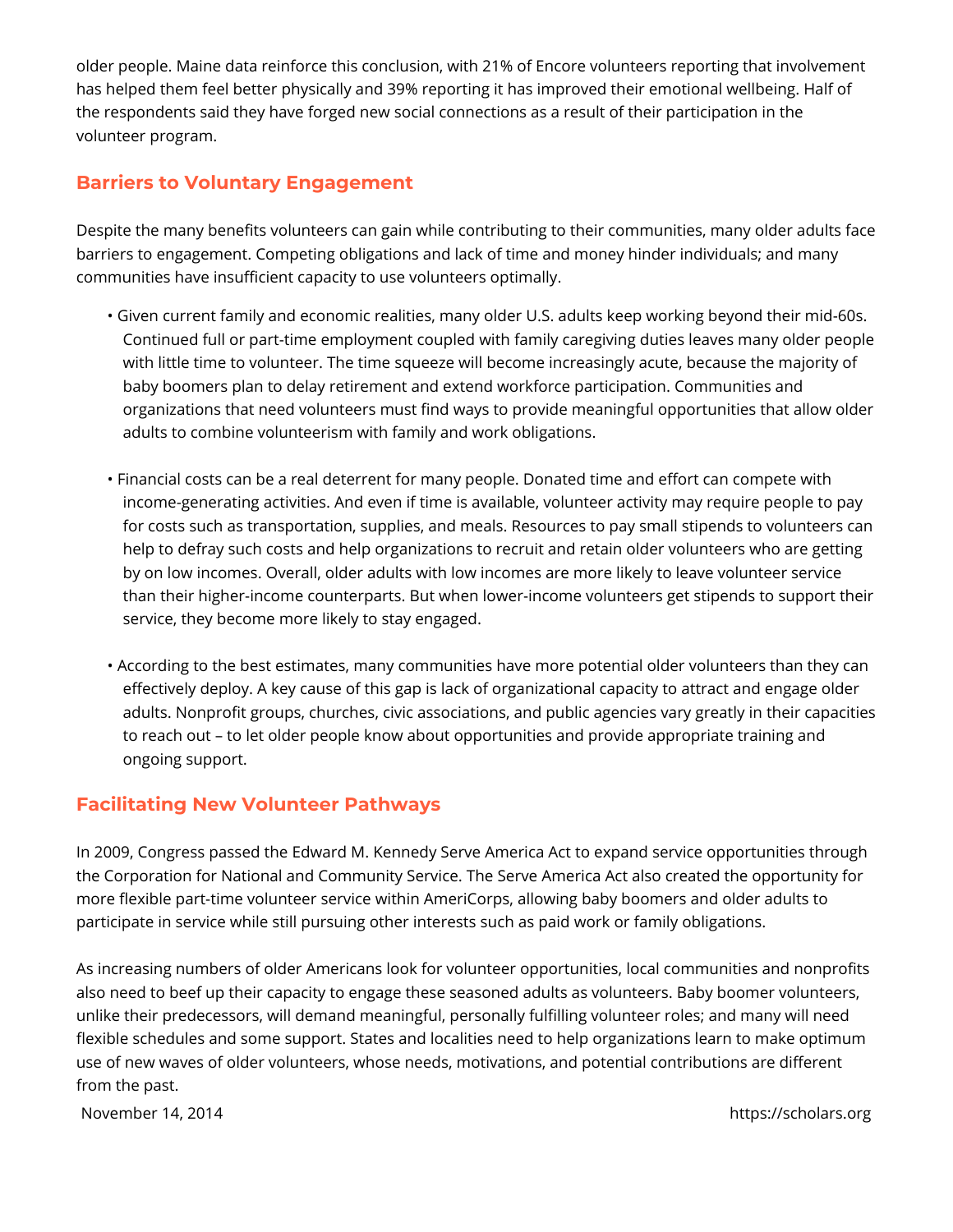older people. Maine data reinforce this conclusion, with 21% of Encore volunteers reporting that involvement has helped them feel better physically and 39% reporting it has improved their emotional wellbeing. Half of the respondents said they have forged new social connections as a result of their participation in the volunteer program.

## Barriers to Voluntary Engagement

Despite the many benefits volunteers can gain while contributing to their communities, many older adults face barriers to engagement. Competing obligations and lack of time and money hinder individuals; and many communities have insufficient capacity to use volunteers optimally.

- Given current family and economic realities, many older U.S. adults keep working beyond their mid-60s. Continued full or part-time employment coupled with family caregiving duties leaves many older people with little time to volunteer. The time squeeze will become increasingly acute, because the majority of baby boomers plan to delay retirement and extend workforce participation. Communities and organizations that need volunteers must find ways to provide meaningful opportunities that allow older adults to combine volunteerism with family and work obligations.

- Financial costs can be a real deterrent for many people. Donated time and effort can compete with income-generating activities. And even if time is available, volunteer activity may require people to pay for costs such as transportation, supplies, and meals. Resources to pay small stipends to volunteers can help to defray such costs and help organizations to recruit and retain older volunteers who are getting by on low incomes. Overall, older adults with low incomes are more likely to leave volunteer service than their higher-income counterparts. But when lower-income volunteers get stipends to support their service, they become more likely to stay engaged.

- According to the best estimates, many communities have more potential older volunteers than they can effectively deploy. A key cause of this gap is lack of organizational capacity to attract and engage older adults. Nonprofit groups, churches, civic associations, and public agencies vary greatly in their capacities to reach out – to let older people know about opportunities and provide appropriate training and ongoing support.

## Facilitating New Volunteer Pathways

In 2009, Congress passed the Edward M. Kennedy Serve America Act to expand service opportunities through the Corporation for National and Community Service. The Serve America Act also created the opportunity for more flexible part-time volunteer service within AmeriCorps, allowing baby boomers and older adults to participate in service while still pursuing other interests such as paid work or family obligations.

As increasing numbers of older Americans look for volunteer opportunities, local communities and nonprofits also need to beef up their capacity to engage these seasoned adults as volunteers. Baby boomer volunteers, unlike their predecessors, will demand meaningful, personally fulfilling volunteer roles; and many will need flexible schedules and some support. States and localities need to help organizations learn to make optimum use of new waves of older volunteers, whose needs, motivations, and potential contributions are different from the past.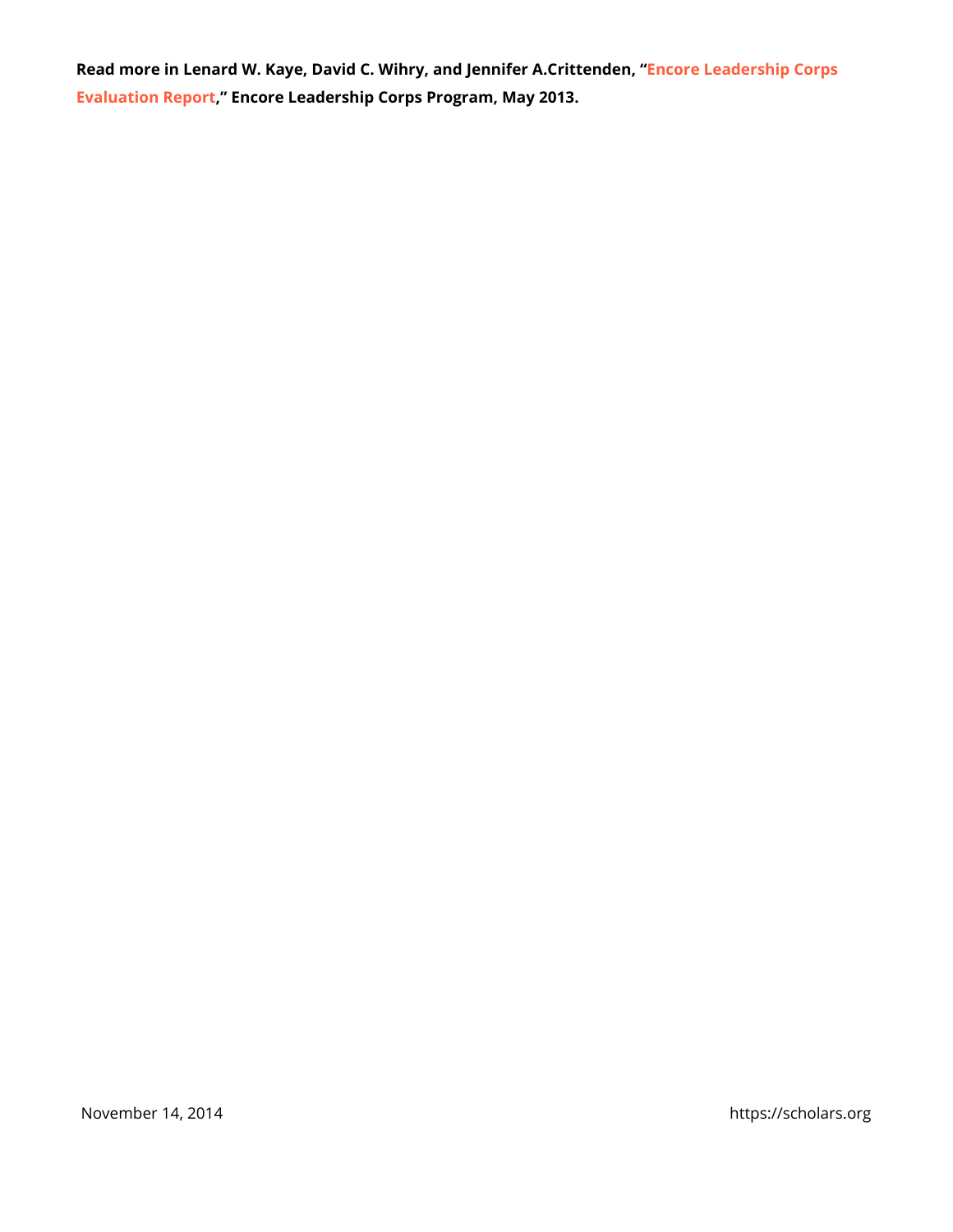**Read more in Lenard W. Kaye, David C. Wihry, and Jennifer A.Crittenden, "Encore Leadership Corps Evaluation Report," Encore Leadership Corps Program, May 2013.**